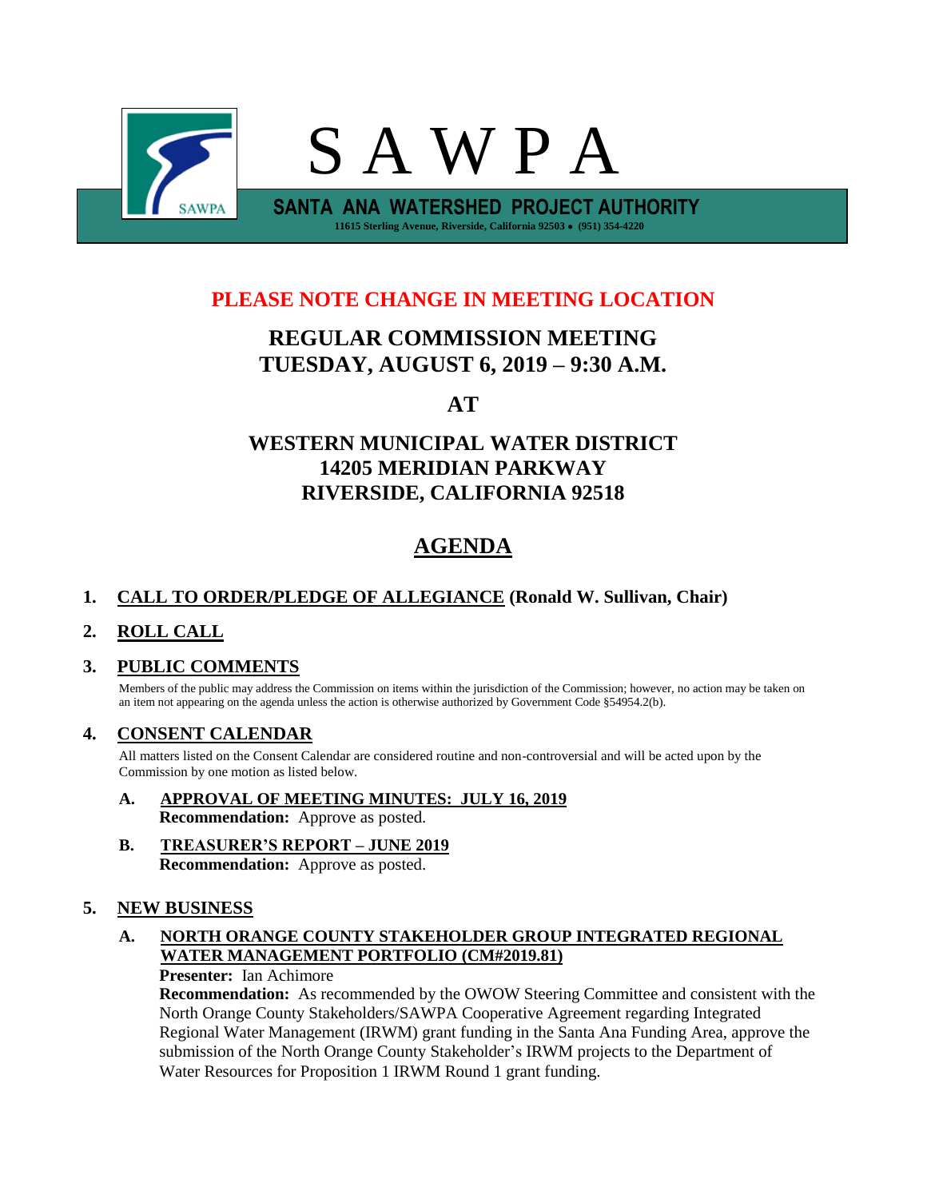# S A W P A

**SANTA ANA WATERSHED PROJECT AUTHORITY**

11615 Sterling Avenue, Riverside, California 92503 • (951) 354-4220

**PLEASE NOTE CHANGE IN MEETING LOCATION**

## REGULAR COMMISSION MEETING
## TUESDAY, AUGUST 6, 2019 – 9:30 A.M.

## AT

## WESTERN MUNICIPAL WATER DISTRICT
## 14205 MERIDIAN PARKWAY
## RIVERSIDE, CALIFORNIA 92518

# AGENDA

## 1. CALL TO ORDER/PLEDGE OF ALLEGIANCE (Ronald W. Sullivan, Chair)

## 2. ROLL CALL

## 3. PUBLIC COMMENTS

Members of the public may address the Commission on items within the jurisdiction of the Commission; however, no action may be taken on an item not appearing on the agenda unless the action is otherwise authorized by Government Code §54954.2(b).

## 4. CONSENT CALENDAR

All matters listed on the Consent Calendar are considered routine and non-controversial and will be acted upon by the Commission by one motion as listed below.

**A. APPROVAL OF MEETING MINUTES: JULY 16, 2019**
**Recommendation:** Approve as posted.

**B. TREASURER'S REPORT – JUNE 2019**
**Recommendation:** Approve as posted.

## 5. NEW BUSINESS

**A. NORTH ORANGE COUNTY STAKEHOLDER GROUP INTEGRATED REGIONAL WATER MANAGEMENT PORTFOLIO (CM#2019.81)**
**Presenter:** Ian Achimore
**Recommendation:** As recommended by the OWOW Steering Committee and consistent with the North Orange County Stakeholders/SAWPA Cooperative Agreement regarding Integrated Regional Water Management (IRWM) grant funding in the Santa Ana Funding Area, approve the submission of the North Orange County Stakeholder's IRWM projects to the Department of Water Resources for Proposition 1 IRWM Round 1 grant funding.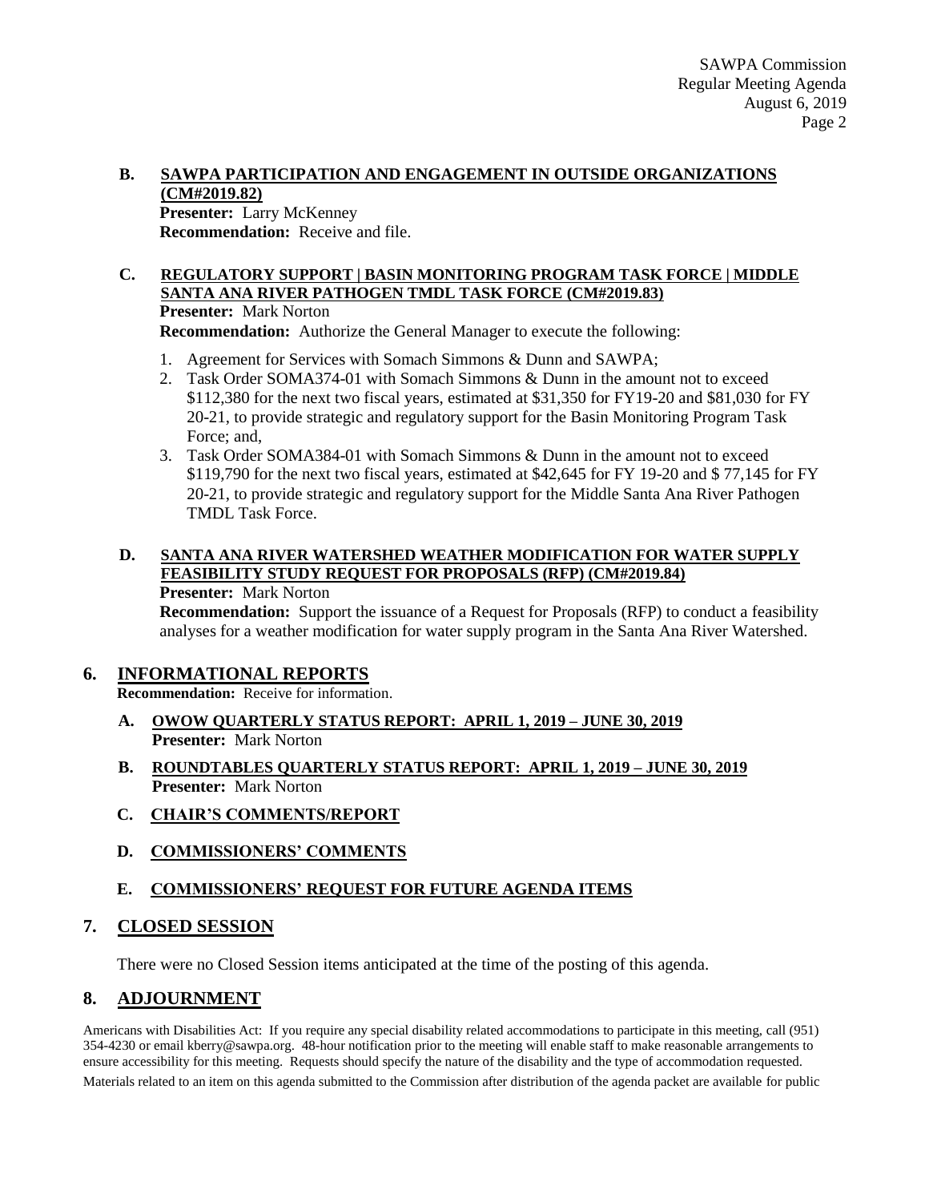**B. SAWPA PARTICIPATION AND ENGAGEMENT IN OUTSIDE ORGANIZATIONS (CM#2019.82)**
**Presenter:** Larry McKenney
**Recommendation:** Receive and file.

**C. REGULATORY SUPPORT | BASIN MONITORING PROGRAM TASK FORCE | MIDDLE SANTA ANA RIVER PATHOGEN TMDL TASK FORCE (CM#2019.83)**
**Presenter:** Mark Norton
**Recommendation:** Authorize the General Manager to execute the following:

1. Agreement for Services with Somach Simmons & Dunn and SAWPA;
2. Task Order SOMA374-01 with Somach Simmons & Dunn in the amount not to exceed \$112,380 for the next two fiscal years, estimated at \$31,350 for FY19-20 and \$81,030 for FY 20-21, to provide strategic and regulatory support for the Basin Monitoring Program Task Force; and,
3. Task Order SOMA384-01 with Somach Simmons & Dunn in the amount not to exceed \$119,790 for the next two fiscal years, estimated at \$42,645 for FY 19-20 and \$ 77,145 for FY 20-21, to provide strategic and regulatory support for the Middle Santa Ana River Pathogen TMDL Task Force.

**D. SANTA ANA RIVER WATERSHED WEATHER MODIFICATION FOR WATER SUPPLY FEASIBILITY STUDY REQUEST FOR PROPOSALS (RFP) (CM#2019.84)**
**Presenter:** Mark Norton
**Recommendation:** Support the issuance of a Request for Proposals (RFP) to conduct a feasibility analyses for a weather modification for water supply program in the Santa Ana River Watershed.

## 6. INFORMATIONAL REPORTS

**Recommendation:** Receive for information.

**A. OWOW QUARTERLY STATUS REPORT: APRIL 1, 2019 – JUNE 30, 2019**
**Presenter:** Mark Norton

**B. ROUNDTABLES QUARTERLY STATUS REPORT: APRIL 1, 2019 – JUNE 30, 2019**
**Presenter:** Mark Norton

**C. CHAIR'S COMMENTS/REPORT**

**D. COMMISSIONERS' COMMENTS**

**E. COMMISSIONERS' REQUEST FOR FUTURE AGENDA ITEMS**

## 7. CLOSED SESSION

There were no Closed Session items anticipated at the time of the posting of this agenda.

## 8. ADJOURNMENT

Americans with Disabilities Act: If you require any special disability related accommodations to participate in this meeting, call (951) 354-4230 or email kberry@sawpa.org. 48-hour notification prior to the meeting will enable staff to make reasonable arrangements to ensure accessibility for this meeting. Requests should specify the nature of the disability and the type of accommodation requested.

Materials related to an item on this agenda submitted to the Commission after distribution of the agenda packet are available for public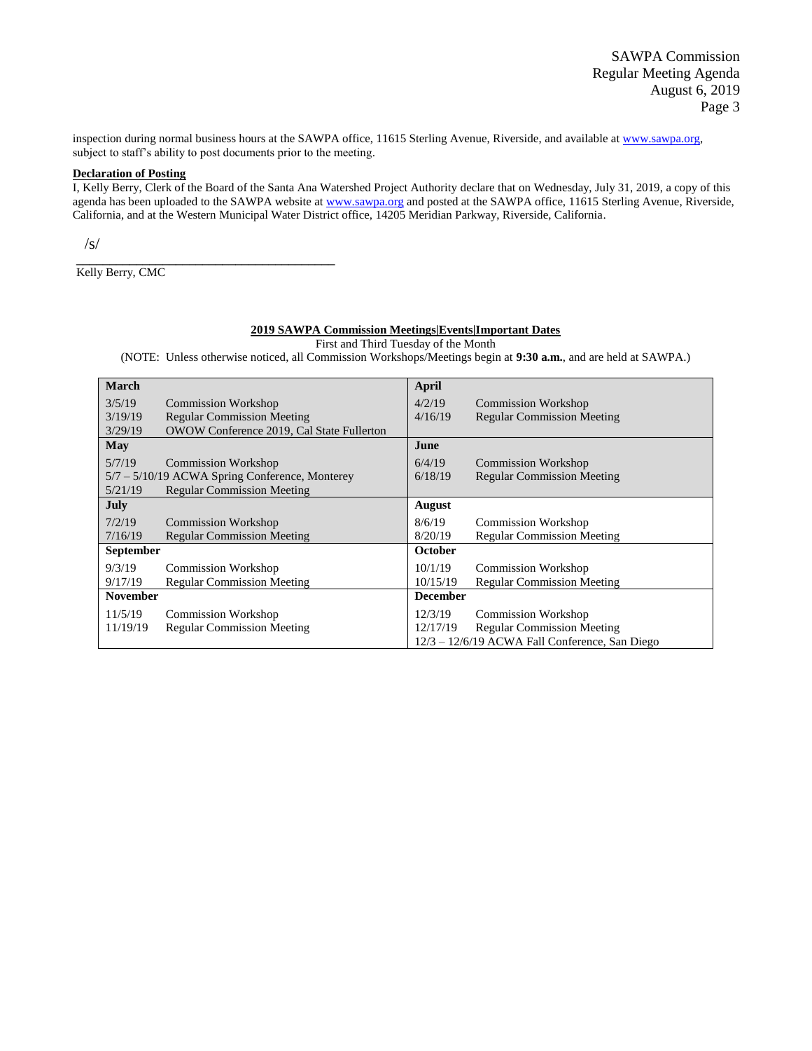inspection during normal business hours at the SAWPA office, 11615 Sterling Avenue, Riverside, and available at www.sawpa.org, subject to staff's ability to post documents prior to the meeting.

**Declaration of Posting**

I, Kelly Berry, Clerk of the Board of the Santa Ana Watershed Project Authority declare that on Wednesday, July 31, 2019, a copy of this agenda has been uploaded to the SAWPA website at www.sawpa.org and posted at the SAWPA office, 11615 Sterling Avenue, Riverside, California, and at the Western Municipal Water District office, 14205 Meridian Parkway, Riverside, California.

/s/

\_\_\_\_\_\_\_\_\_\_\_\_\_\_\_\_\_\_\_\_\_\_\_\_\_\_\_\_\_\_\_\_\_\_\_\_\_\_\_\_

Kelly Berry, CMC

**2019 SAWPA Commission Meetings|Events|Important Dates**

First and Third Tuesday of the Month

(NOTE: Unless otherwise noticed, all Commission Workshops/Meetings begin at **9:30 a.m.**, and are held at SAWPA.)

| | | | |
|---|---|---|---|
| **March** | | **April** | |
| 3/5/19 | Commission Workshop | 4/2/19 | Commission Workshop |
| 3/19/19 | Regular Commission Meeting | 4/16/19 | Regular Commission Meeting |
| 3/29/19 | OWOW Conference 2019, Cal State Fullerton | | |
| **May** | | **June** | |
| 5/7/19 | Commission Workshop | 6/4/19 | Commission Workshop |
| 5/7 – 5/10/19 | ACWA Spring Conference, Monterey | 6/18/19 | Regular Commission Meeting |
| 5/21/19 | Regular Commission Meeting | | |
| **July** | | **August** | |
| 7/2/19 | Commission Workshop | 8/6/19 | Commission Workshop |
| 7/16/19 | Regular Commission Meeting | 8/20/19 | Regular Commission Meeting |
| **September** | | **October** | |
| 9/3/19 | Commission Workshop | 10/1/19 | Commission Workshop |
| 9/17/19 | Regular Commission Meeting | 10/15/19 | Regular Commission Meeting |
| **November** | | **December** | |
| 11/5/19 | Commission Workshop | 12/3/19 | Commission Workshop |
| 11/19/19 | Regular Commission Meeting | 12/17/19 | Regular Commission Meeting |
| | | 12/3 – 12/6/19 | ACWA Fall Conference, San Diego |